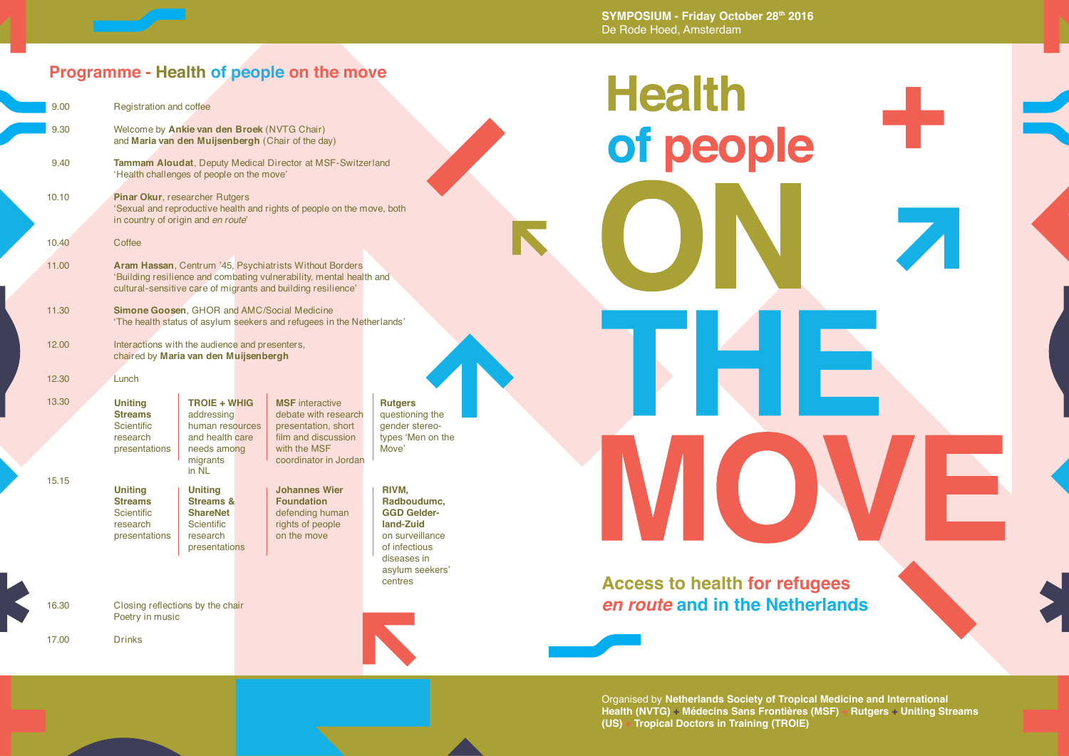SYMPOSIUM - Friday October 28th 2016
De Rode Hoed, Amsterdam

# Health of people ON THE MOVE

## Access to health for refugees *en route* and in the Netherlands

## Programme - Health of people on the move

| Time | Programme |
|---|---|
| 9.00 | Registration and coffee |
| 9.30 | Welcome by **Ankie van den Broek** (NVTG Chair) and **Maria van den Muijsenbergh** (Chair of the day) |
| 9.40 | **Tammam Aloudat**, Deputy Medical Director at MSF-Switzerland ‘Health challenges of people on the move’ |
| 10.10 | **Pinar Okur**, researcher Rutgers ‘Sexual and reproductive health and rights of people on the move, both in country of origin and *en route*’ |
| 10.40 | Coffee |
| 11.00 | **Aram Hassan**, Centrum ’45, Psychiatrists Without Borders ‘Building resilience and combating vulnerability, mental health and cultural-sensitive care of migrants and building resilience’ |
| 11.30 | **Simone Goosen**, GHOR and AMC/Social Medicine ‘The health status of asylum seekers and refugees in the Netherlands’ |
| 12.00 | Interactions with the audience and presenters, chaired by **Maria van den Muijsenbergh** |
| 12.30 | Lunch |

| Time | Session 1 | Session 2 | Session 3 | Session 4 |
|---|---|---|---|---|
| 13.30 | **Uniting Streams** Scientific research presentations | **TROIE + WHIG** addressing human resources and health care needs among migrants in NL | **MSF** interactive debate with research presentation, short film and discussion with the MSF coordinator in Jordan | **Rutgers** questioning the gender stereotypes ‘Men on the Move’ |
| 15.15 | **Uniting Streams** Scientific research presentations | **Uniting Streams & ShareNet** Scientific research presentations | **Johannes Wier Foundation** defending human rights of people on the move | **RIVM, Radboudumc, GGD Gelderland-Zuid** on surveillance of infectious diseases in asylum seekers’ centres |

| Time | Programme |
|---|---|
| 16.30 | Closing reflections by the chair Poetry in music |
| 17.00 | Drinks |

Organised by **Netherlands Society of Tropical Medicine and International Health (NVTG)** + **Médecins Sans Frontières (MSF)** + **Rutgers** + **Uniting Streams (US)** + **Tropical Doctors in Training (TROIE)**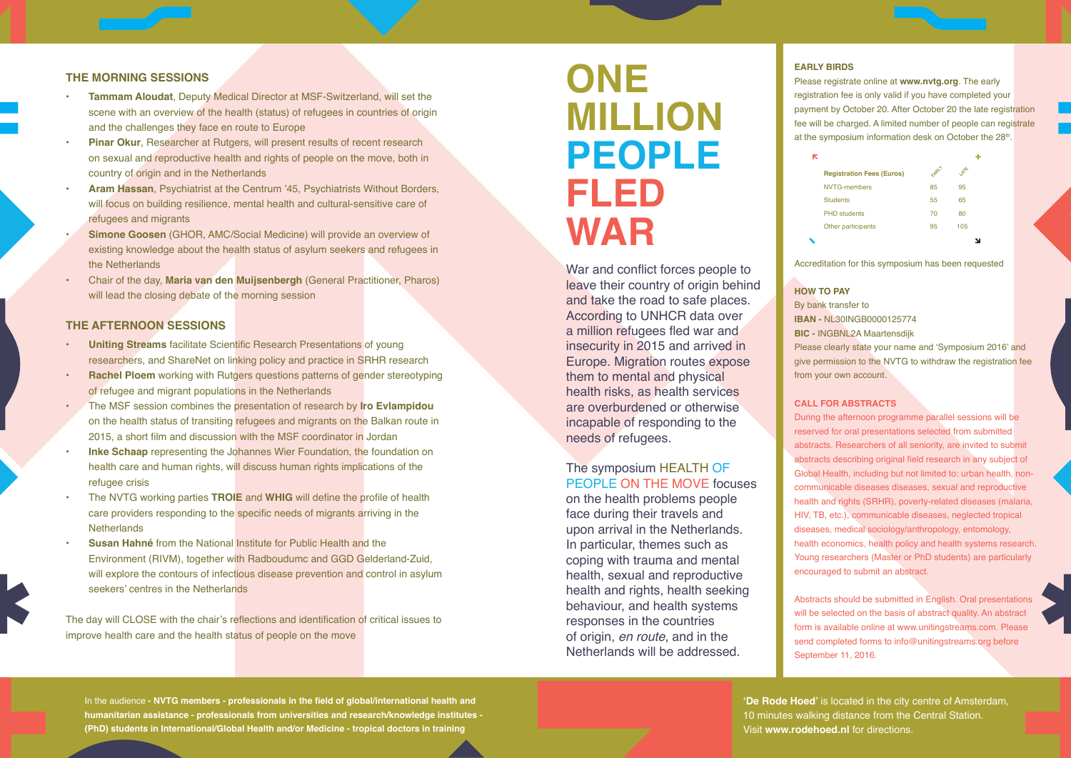## THE MORNING SESSIONS

- **Tammam Aloudat**, Deputy Medical Director at MSF-Switzerland, will set the scene with an overview of the health (status) of refugees in countries of origin and the challenges they face en route to Europe
- **Pinar Okur**, Researcher at Rutgers, will present results of recent research on sexual and reproductive health and rights of people on the move, both in country of origin and in the Netherlands
- **Aram Hassan**, Psychiatrist at the Centrum '45, Psychiatrists Without Borders, will focus on building resilience, mental health and cultural-sensitive care of refugees and migrants
- **Simone Goosen** (GHOR, AMC/Social Medicine) will provide an overview of existing knowledge about the health status of asylum seekers and refugees in the Netherlands
- Chair of the day, **Maria van den Muijsenbergh** (General Practitioner, Pharos) will lead the closing debate of the morning session

## THE AFTERNOON SESSIONS

- **Uniting Streams** facilitate Scientific Research Presentations of young researchers, and ShareNet on linking policy and practice in SRHR research
- **Rachel Ploem** working with Rutgers questions patterns of gender stereotyping of refugee and migrant populations in the Netherlands
- The MSF session combines the presentation of research by **Iro Evlampidou** on the health status of transiting refugees and migrants on the Balkan route in 2015, a short film and discussion with the MSF coordinator in Jordan
- **Inke Schaap** representing the Johannes Wier Foundation, the foundation on health care and human rights, will discuss human rights implications of the refugee crisis
- The NVTG working parties **TROIE** and **WHIG** will define the profile of health care providers responding to the specific needs of migrants arriving in the Netherlands
- **Susan Hahné** from the National Institute for Public Health and the Environment (RIVM), together with Radboudumc and GGD Gelderland-Zuid, will explore the contours of infectious disease prevention and control in asylum seekers' centres in the Netherlands

The day will CLOSE with the chair's reflections and identification of critical issues to improve health care and the health status of people on the move

# ONE MILLION PEOPLE FLED WAR

War and conflict forces people to leave their country of origin behind and take the road to safe places. According to UNHCR data over a million refugees fled war and insecurity in 2015 and arrived in Europe. Migration routes expose them to mental and physical health risks, as health services are overburdened or otherwise incapable of responding to the needs of refugees.

The symposium HEALTH OF PEOPLE ON THE MOVE focuses on the health problems people face during their travels and upon arrival in the Netherlands. In particular, themes such as coping with trauma and mental health, sexual and reproductive health and rights, health seeking behaviour, and health systems responses in the countries of origin, *en route*, and in the Netherlands will be addressed.

### EARLY BIRDS

Please registrate online at **www.nvtg.org**. The early registration fee is only valid if you have completed your payment by October 20. After October 20 the late registration fee will be charged. A limited number of people can registrate at the symposium information desk on October the 28th.

| Registration Fees (Euros) | Early | Late |
|---|---|---|
| NVTG-members | 85 | 95 |
| Students | 55 | 65 |
| PHD students | 70 | 80 |
| Other participants | 95 | 105 |

Accreditation for this symposium has been requested

### HOW TO PAY

By bank transfer to
**IBAN -** NL30INGB0000125774
**BIC -** INGBNL2A Maartensdijk
Please clearly state your name and 'Symposium 2016' and give permission to the NVTG to withdraw the registration fee from your own account.

### CALL FOR ABSTRACTS

During the afternoon programme parallel sessions will be reserved for oral presentations selected from submitted abstracts. Researchers of all seniority, are invited to submit abstracts describing original field research in any subject of Global Health, including but not limited to: urban health, non-communicable diseases diseases, sexual and reproductive health and rights (SRHR), poverty-related diseases (malaria, HIV, TB, etc.), communicable diseases, neglected tropical diseases, medical sociology/anthropology, entomology, health economics, health policy and health systems research. Young researchers (Master or PhD students) are particularly encouraged to submit an abstract.

Abstracts should be submitted in English. Oral presentations will be selected on the basis of abstract quality. An abstract form is available online at www.unitingstreams.com. Please send completed forms to info@unitingstreams.org before September 11, 2016.

In the audience **- NVTG members - professionals in the field of global/international health and humanitarian assistance - professionals from universities and research/knowledge institutes - (PhD) students in International/Global Health and/or Medicine - tropical doctors in training**

**'De Rode Hoed'** is located in the city centre of Amsterdam, 10 minutes walking distance from the Central Station. Visit **www.rodehoed.nl** for directions.